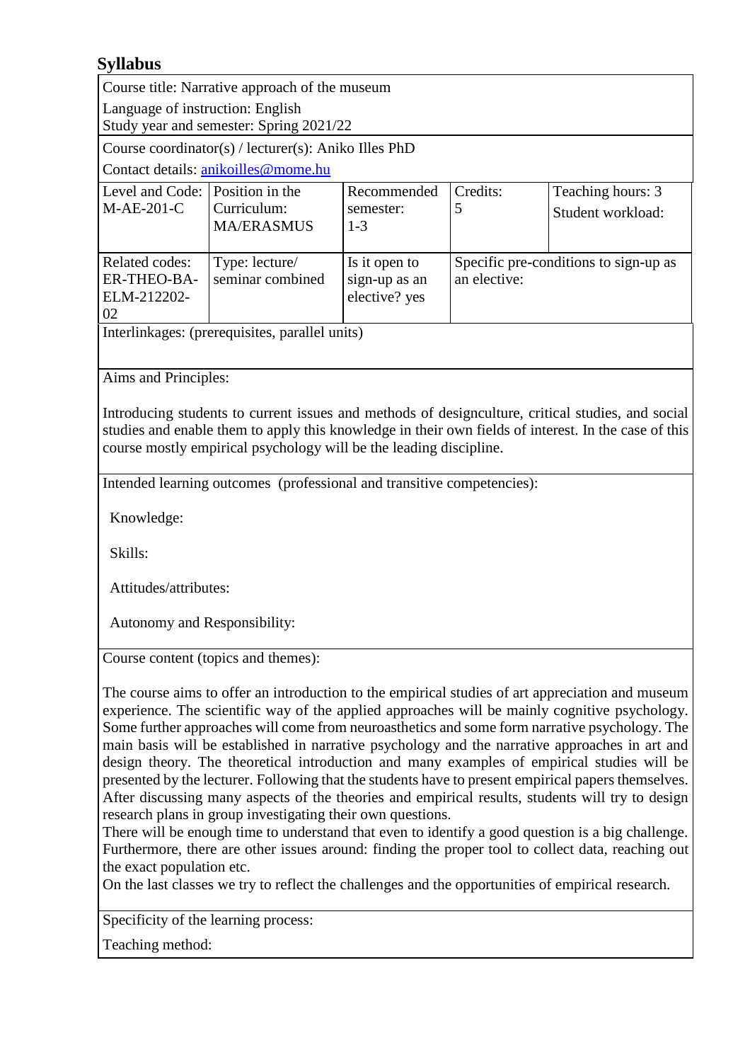## Syllabus

Course title: Narrative approach of the museum

Language of instruction: English

Study year and semester: Spring 2021/22

Course coordinator(s) / lecturer(s): Aniko Illes PhD

Contact details: anikoilles@mome.hu

| Level and Code: M-AE-201-C | Position in the Curriculum: MA/ERASMUS | Recommended semester: 1-3 | Credits: 5 | Teaching hours: 3<br>Student workload: |
|---|---|---|---|---|
| Related codes: ER-THEO-BA-ELM-212202-02 | Type: lecture/ seminar combined | Is it open to sign-up as an elective? yes | Specific pre-conditions to sign-up as an elective: | |

Interlinkages: (prerequisites, parallel units)

Aims and Principles:

Introducing students to current issues and methods of designculture, critical studies, and social studies and enable them to apply this knowledge in their own fields of interest. In the case of this course mostly empirical psychology will be the leading discipline.

Intended learning outcomes (professional and transitive competencies):

Knowledge:

Skills:

Attitudes/attributes:

Autonomy and Responsibility:

Course content (topics and themes):

The course aims to offer an introduction to the empirical studies of art appreciation and museum experience. The scientific way of the applied approaches will be mainly cognitive psychology. Some further approaches will come from neuroasthetics and some form narrative psychology. The main basis will be established in narrative psychology and the narrative approaches in art and design theory. The theoretical introduction and many examples of empirical studies will be presented by the lecturer. Following that the students have to present empirical papers themselves. After discussing many aspects of the theories and empirical results, students will try to design research plans in group investigating their own questions.

There will be enough time to understand that even to identify a good question is a big challenge. Furthermore, there are other issues around: finding the proper tool to collect data, reaching out the exact population etc.

On the last classes we try to reflect the challenges and the opportunities of empirical research.

Specificity of the learning process:

Teaching method: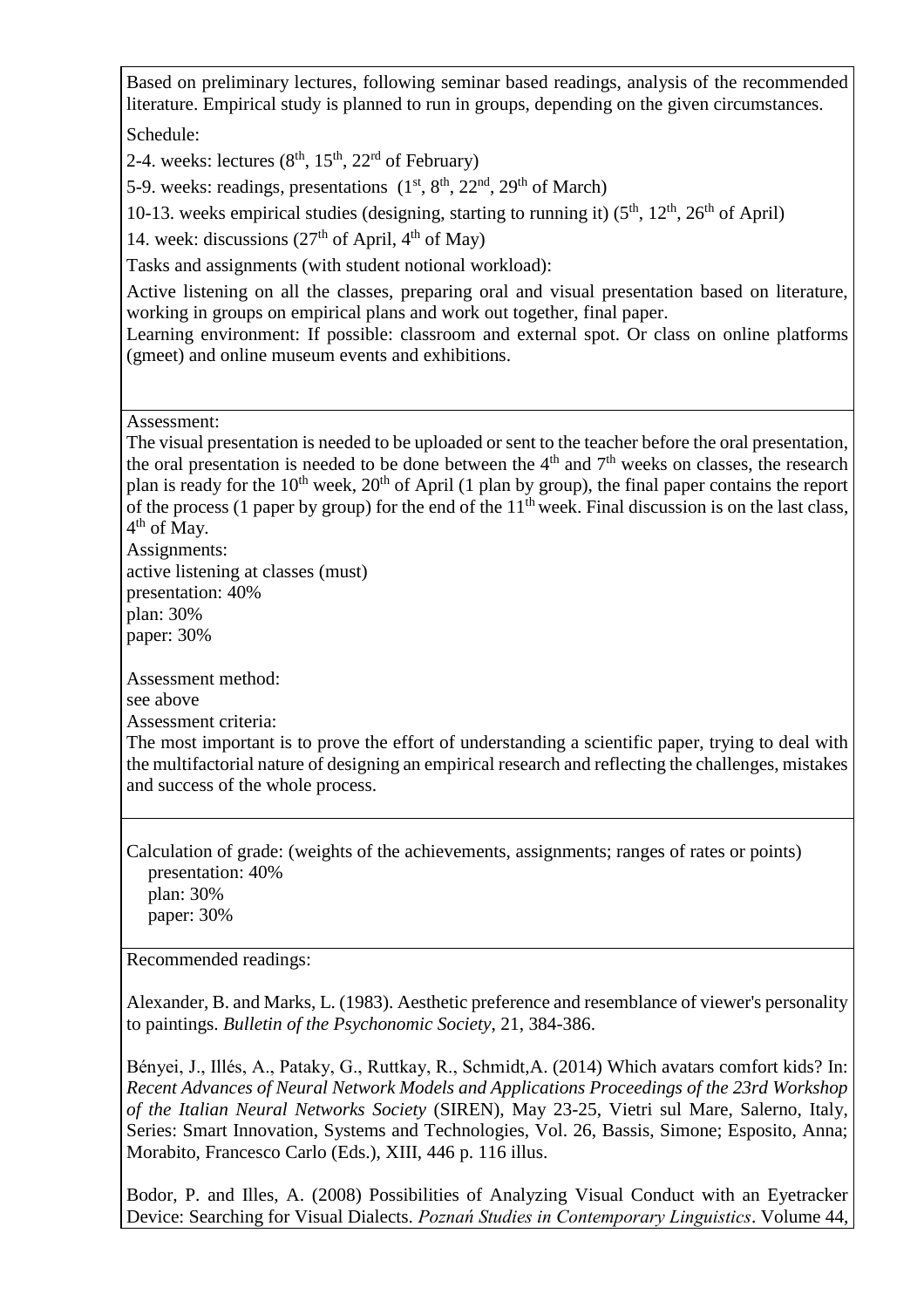Based on preliminary lectures, following seminar based readings, analysis of the recommended literature. Empirical study is planned to run in groups, depending on the given circumstances.

Schedule:

2-4. weeks: lectures (8th, 15th, 22rd of February)

5-9. weeks: readings, presentations (1st, 8th, 22nd, 29th of March)

10-13. weeks empirical studies (designing, starting to running it) (5th, 12th, 26th of April)

14. week: discussions (27th of April, 4th of May)

Tasks and assignments (with student notional workload):

Active listening on all the classes, preparing oral and visual presentation based on literature, working in groups on empirical plans and work out together, final paper.
Learning environment: If possible: classroom and external spot. Or class on online platforms (gmeet) and online museum events and exhibitions.

Assessment:
The visual presentation is needed to be uploaded or sent to the teacher before the oral presentation, the oral presentation is needed to be done between the 4th and 7th weeks on classes, the research plan is ready for the 10th week, 20th of April (1 plan by group), the final paper contains the report of the process (1 paper by group) for the end of the 11th week. Final discussion is on the last class, 4th of May.
Assignments:
active listening at classes (must)
presentation: 40%
plan: 30%
paper: 30%

Assessment method:
see above
Assessment criteria:
The most important is to prove the effort of understanding a scientific paper, trying to deal with the multifactorial nature of designing an empirical research and reflecting the challenges, mistakes and success of the whole process.

Calculation of grade: (weights of the achievements, assignments; ranges of rates or points)
presentation: 40%
plan: 30%
paper: 30%

Recommended readings:

Alexander, B. and Marks, L. (1983). Aesthetic preference and resemblance of viewer's personality to paintings. *Bulletin of the Psychonomic Society*, 21, 384-386.

Bényei, J., Illés, A., Pataky, G., Ruttkay, R., Schmidt,A. (2014) Which avatars comfort kids? In: *Recent Advances of Neural Network Models and Applications Proceedings of the 23rd Workshop of the Italian Neural Networks Society* (SIREN), May 23-25, Vietri sul Mare, Salerno, Italy, Series: Smart Innovation, Systems and Technologies, Vol. 26, Bassis, Simone; Esposito, Anna; Morabito, Francesco Carlo (Eds.), XIII, 446 p. 116 illus.

Bodor, P. and Illes, A. (2008) Possibilities of Analyzing Visual Conduct with an Eyetracker Device: Searching for Visual Dialects. *Poznań Studies in Contemporary Linguistics*. Volume 44,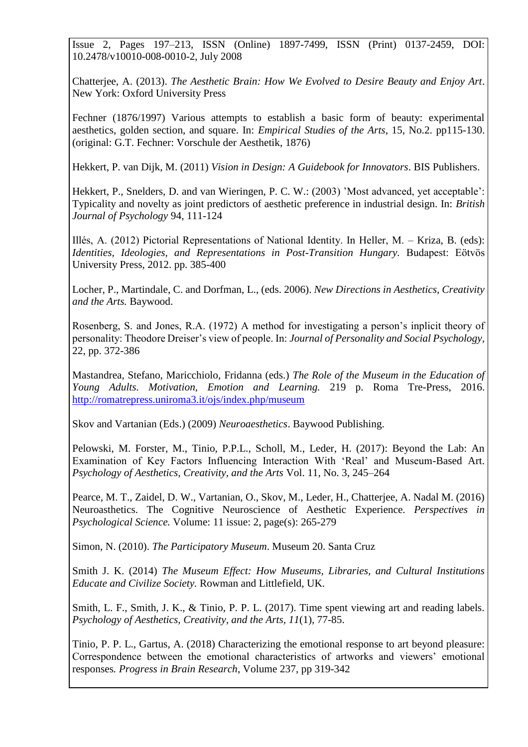Issue 2, Pages 197–213, ISSN (Online) 1897-7499, ISSN (Print) 0137-2459, DOI: 10.2478/v10010-008-0010-2, July 2008

Chatterjee, A. (2013). *The Aesthetic Brain: How We Evolved to Desire Beauty and Enjoy Art*. New York: Oxford University Press

Fechner (1876/1997) Various attempts to establish a basic form of beauty: experimental aesthetics, golden section, and square. In: *Empirical Studies of the Arts*, 15, No.2. pp115-130. (original: G.T. Fechner: Vorschule der Aesthetik, 1876)

Hekkert, P. van Dijk, M. (2011) *Vision in Design: A Guidebook for Innovators*. BIS Publishers.

Hekkert, P., Snelders, D. and van Wieringen, P. C. W.: (2003) 'Most advanced, yet acceptable': Typicality and novelty as joint predictors of aesthetic preference in industrial design. In: *British Journal of Psychology* 94, 111-124

Illés, A. (2012) Pictorial Representations of National Identity. In Heller, M. – Kriza, B. (eds): *Identities, Ideologies, and Representations in Post-Transition Hungary.* Budapest: Eötvös University Press, 2012. pp. 385-400

Locher, P., Martindale, C. and Dorfman, L., (eds. 2006). *New Directions in Aesthetics, Creativity and the Arts.* Baywood.

Rosenberg, S. and Jones, R.A. (1972) A method for investigating a person's inplicit theory of personality: Theodore Dreiser's view of people. In: *Journal of Personality and Social Psychology*, 22, pp. 372-386

Mastandrea, Stefano, Maricchiolo, Fridanna (eds.) *The Role of the Museum in the Education of Young Adults. Motivation, Emotion and Learning.* 219 p. Roma Tre-Press, 2016. http://romatrepress.uniroma3.it/ojs/index.php/museum

Skov and Vartanian (Eds.) (2009) *Neuroaesthetics*. Baywood Publishing.

Pelowski, M. Forster, M., Tinio, P.P.L., Scholl, M., Leder, H. (2017): Beyond the Lab: An Examination of Key Factors Influencing Interaction With 'Real' and Museum-Based Art. *Psychology of Aesthetics, Creativity, and the Arts* Vol. 11, No. 3, 245–264

Pearce, M. T., Zaidel, D. W., Vartanian, O., Skov, M., Leder, H., Chatterjee, A. Nadal M. (2016) Neuroasthetics. The Cognitive Neuroscience of Aesthetic Experience. *Perspectives in Psychological Science.* Volume: 11 issue: 2, page(s): 265-279

Simon, N. (2010). *The Participatory Museum*. Museum 20. Santa Cruz

Smith J. K. (2014) *The Museum Effect: How Museums, Libraries, and Cultural Institutions Educate and Civilize Society.* Rowman and Littlefield, UK.

Smith, L. F., Smith, J. K., & Tinio, P. P. L. (2017). Time spent viewing art and reading labels. *Psychology of Aesthetics, Creativity, and the Arts, 11*(1), 77-85.

Tinio, P. P. L., Gartus, A. (2018) Characterizing the emotional response to art beyond pleasure: Correspondence between the emotional characteristics of artworks and viewers' emotional responses*. Progress in Brain Research*, Volume 237, pp 319-342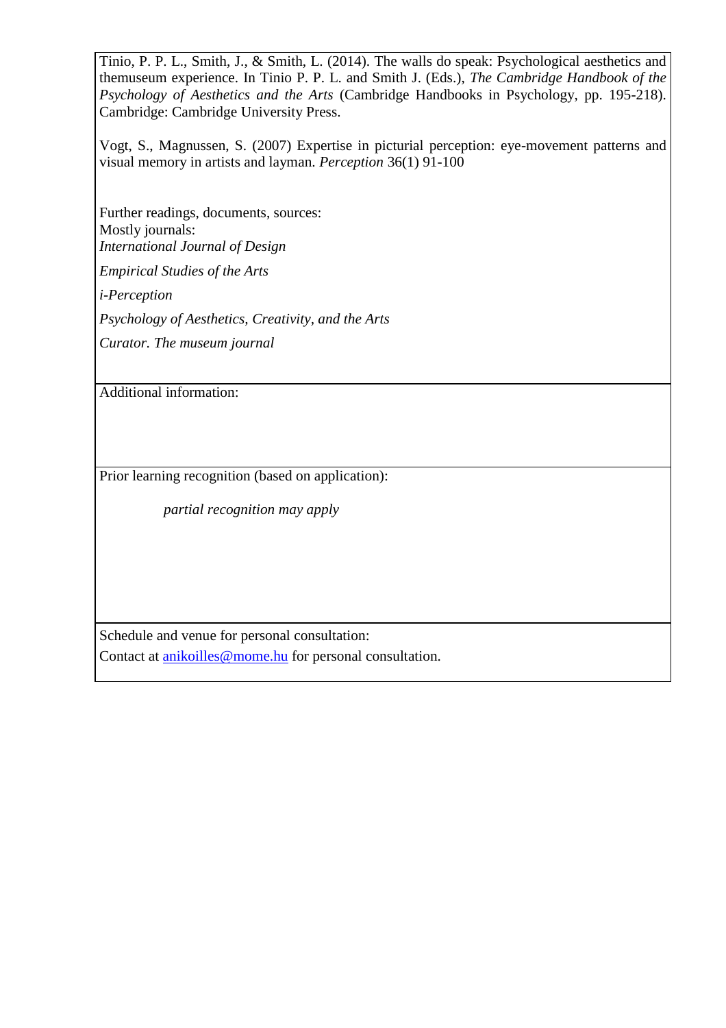Tinio, P. P. L., Smith, J., & Smith, L. (2014). The walls do speak: Psychological aesthetics and themuseum experience. In Tinio P. P. L. and Smith J. (Eds.), *The Cambridge Handbook of the Psychology of Aesthetics and the Arts* (Cambridge Handbooks in Psychology, pp. 195-218). Cambridge: Cambridge University Press.

Vogt, S., Magnussen, S. (2007) Expertise in picturial perception: eye-movement patterns and visual memory in artists and layman. *Perception* 36(1) 91-100

Further readings, documents, sources:
Mostly journals:
*International Journal of Design*

*Empirical Studies of the Arts*

*i-Perception*

*Psychology of Aesthetics, Creativity, and the Arts*

*Curator. The museum journal*

Additional information:

Prior learning recognition (based on application):

*partial recognition may apply*

Schedule and venue for personal consultation:
Contact at anikoilles@mome.hu for personal consultation.